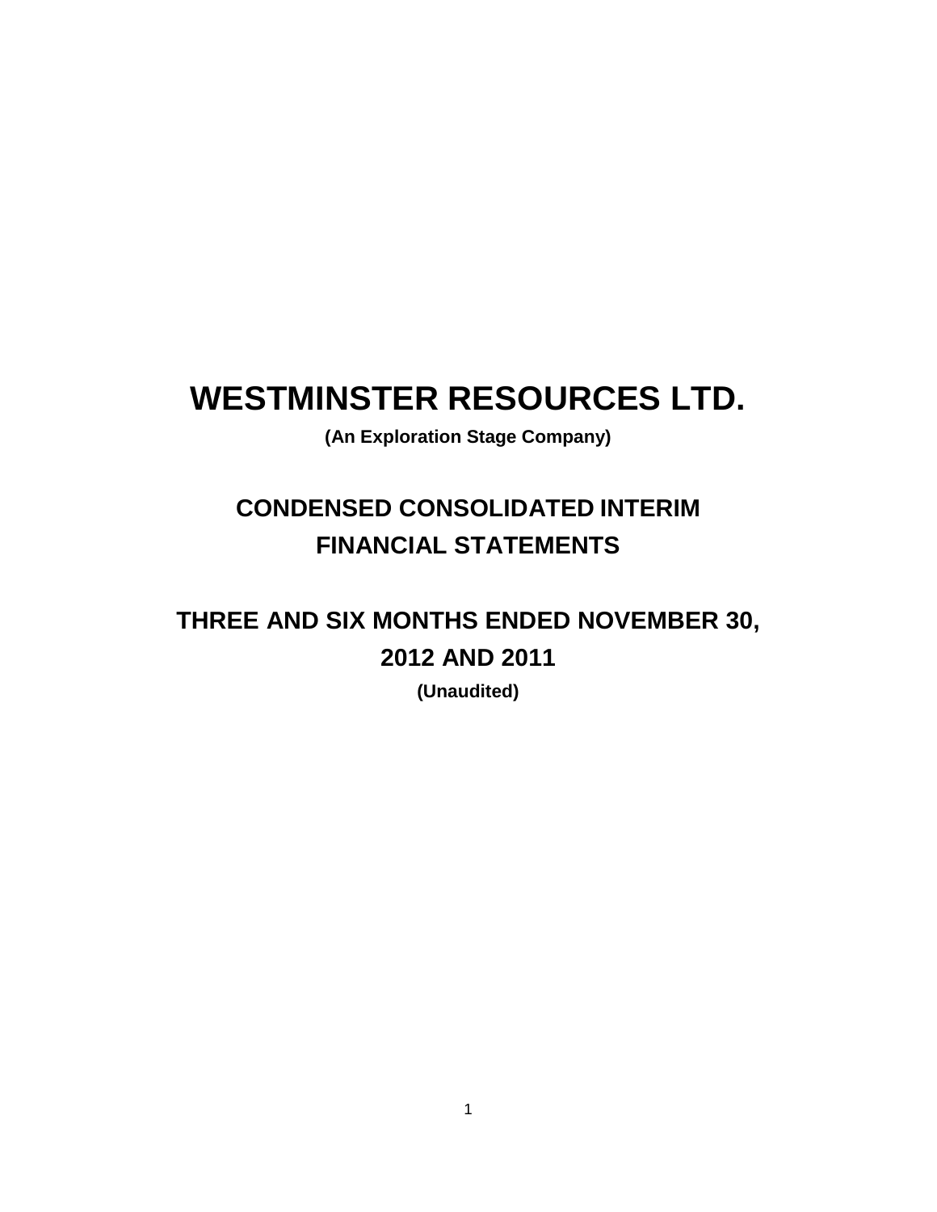# WESTMINSTER RESOURCES LTD.

**(An Exploration Stage Company)**

## CONDENSED CONSOLIDATED INTERIM FINANCIAL STATEMENTS

## THREE AND SIX MONTHS ENDED NOVEMBER 30, 2012 AND 2011

**(Unaudited)**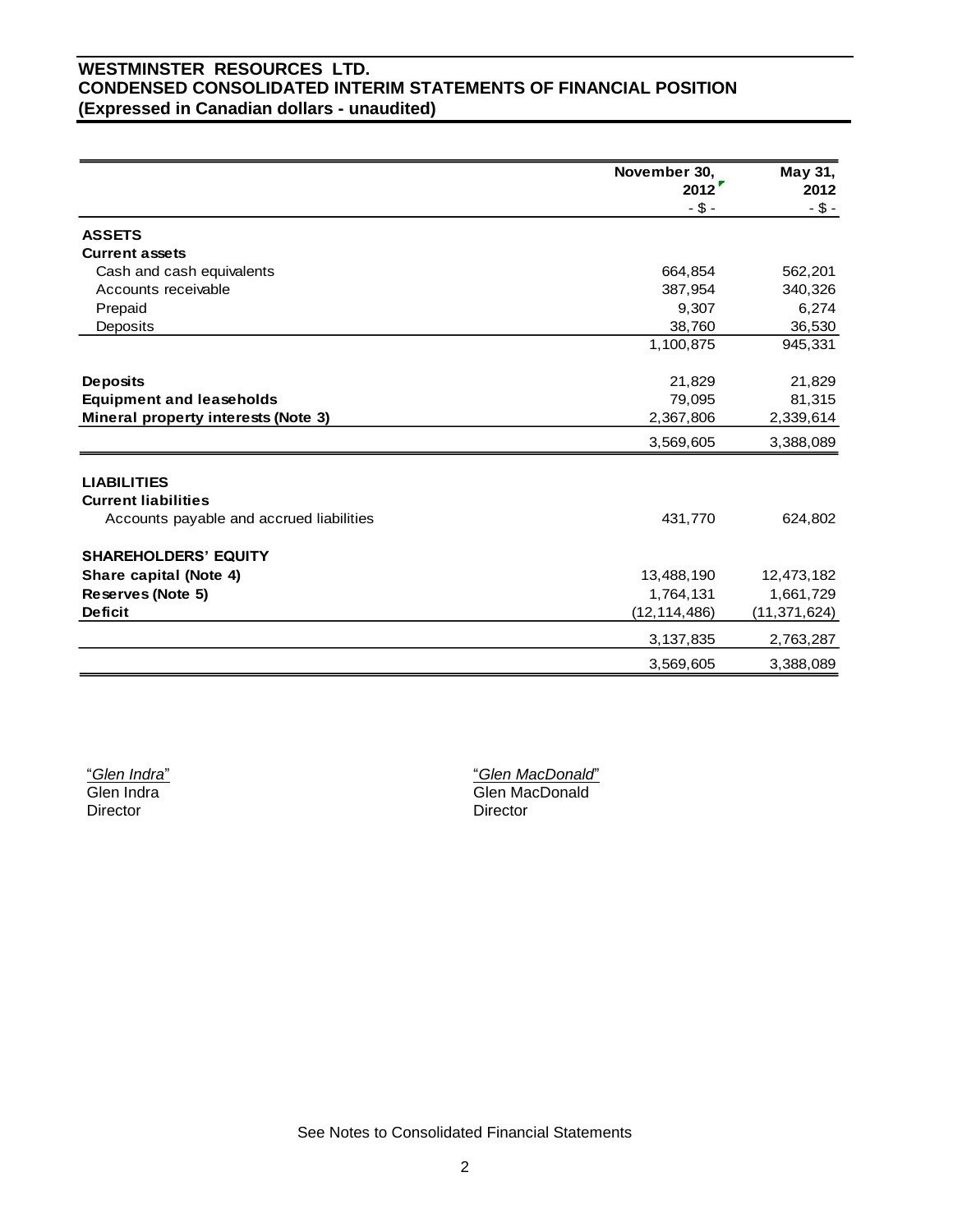# WESTMINSTER RESOURCES LTD.
## CONDENSED CONSOLIDATED INTERIM STATEMENTS OF FINANCIAL POSITION
### (Expressed in Canadian dollars - unaudited)

| | November 30, 2012 | May 31, 2012 |
|---|---|---|
| | - $ - | - $ - |
| **ASSETS** | | |
| **Current assets** | | |
| Cash and cash equivalents | 664,854 | 562,201 |
| Accounts receivable | 387,954 | 340,326 |
| Prepaid | 9,307 | 6,274 |
| Deposits | 38,760 | 36,530 |
| | 1,100,875 | 945,331 |
| **Deposits** | 21,829 | 21,829 |
| **Equipment and leaseholds** | 79,095 | 81,315 |
| **Mineral property interests (Note 3)** | 2,367,806 | 2,339,614 |
| | 3,569,605 | 3,388,089 |
| **LIABILITIES** | | |
| **Current liabilities** | | |
| Accounts payable and accrued liabilities | 431,770 | 624,802 |
| **SHAREHOLDERS' EQUITY** | | |
| **Share capital (Note 4)** | 13,488,190 | 12,473,182 |
| **Reserves (Note 5)** | 1,764,131 | 1,661,729 |
| **Deficit** | (12,114,486) | (11,371,624) |
| | 3,137,835 | 2,763,287 |
| | 3,569,605 | 3,388,089 |

"*Glen Indra*"
Glen Indra
Director

"*Glen MacDonald*"
Glen MacDonald
Director

See Notes to Consolidated Financial Statements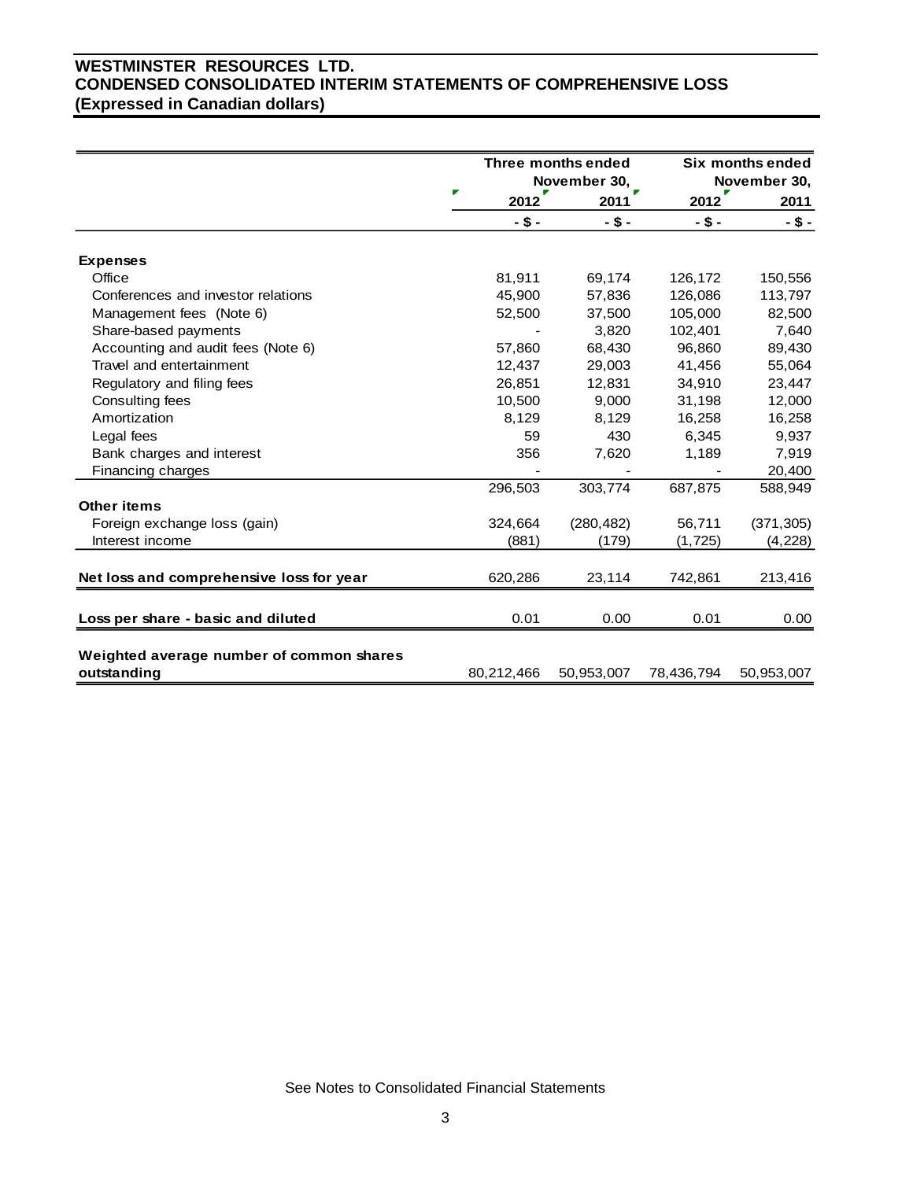# WESTMINSTER RESOURCES LTD.
## CONDENSED CONSOLIDATED INTERIM STATEMENTS OF COMPREHENSIVE LOSS
### (Expressed in Canadian dollars)

| | Three months ended November 30, | | Six months ended November 30, | |
|---|---|---|---|---|
| | 2012 | 2011 | 2012 | 2011 |
| | - $ - | - $ - | - $ - | - $ - |
| **Expenses** | | | | |
| Office | 81,911 | 69,174 | 126,172 | 150,556 |
| Conferences and investor relations | 45,900 | 57,836 | 126,086 | 113,797 |
| Management fees (Note 6) | 52,500 | 37,500 | 105,000 | 82,500 |
| Share-based payments | - | 3,820 | 102,401 | 7,640 |
| Accounting and audit fees (Note 6) | 57,860 | 68,430 | 96,860 | 89,430 |
| Travel and entertainment | 12,437 | 29,003 | 41,456 | 55,064 |
| Regulatory and filing fees | 26,851 | 12,831 | 34,910 | 23,447 |
| Consulting fees | 10,500 | 9,000 | 31,198 | 12,000 |
| Amortization | 8,129 | 8,129 | 16,258 | 16,258 |
| Legal fees | 59 | 430 | 6,345 | 9,937 |
| Bank charges and interest | 356 | 7,620 | 1,189 | 7,919 |
| Financing charges | - | - | - | 20,400 |
| | 296,503 | 303,774 | 687,875 | 588,949 |
| **Other items** | | | | |
| Foreign exchange loss (gain) | 324,664 | (280,482) | 56,711 | (371,305) |
| Interest income | (881) | (179) | (1,725) | (4,228) |
| **Net loss and comprehensive loss for year** | 620,286 | 23,114 | 742,861 | 213,416 |
| **Loss per share - basic and diluted** | 0.01 | 0.00 | 0.01 | 0.00 |
| **Weighted average number of common shares outstanding** | 80,212,466 | 50,953,007 | 78,436,794 | 50,953,007 |

See Notes to Consolidated Financial Statements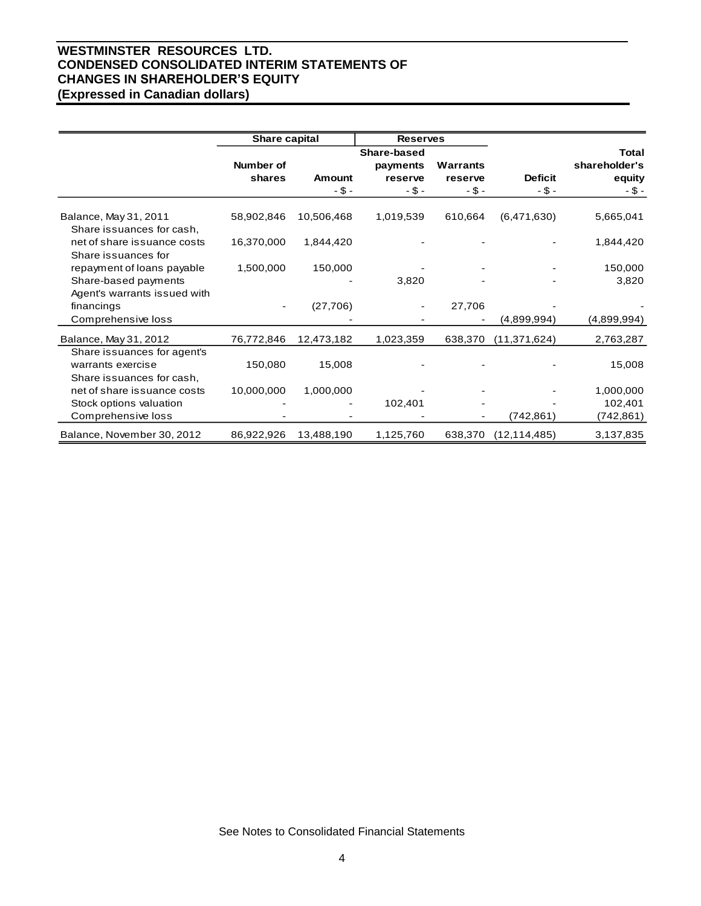# WESTMINSTER RESOURCES LTD.
# CONDENSED CONSOLIDATED INTERIM STATEMENTS OF CHANGES IN SHAREHOLDER'S EQUITY
## (Expressed in Canadian dollars)

| | Share capital | | Reserves | | | |
|---|---|---|---|---|---|---|
| | Number of shares | Amount<br>- $ - | Share-based payments reserve<br>- $ - | Warrants reserve<br>- $ - | Deficit<br>- $ - | Total shareholder's equity<br>- $ - |
| Balance, May 31, 2011 | 58,902,846 | 10,506,468 | 1,019,539 | 610,664 | (6,471,630) | 5,665,041 |
| Share issuances for cash, net of share issuance costs | 16,370,000 | 1,844,420 | - | - | - | 1,844,420 |
| Share issuances for repayment of loans payable | 1,500,000 | 150,000 | - | - | - | 150,000 |
| Share-based payments | | - | 3,820 | - | - | 3,820 |
| Agent's warrants issued with financings | - | (27,706) | - | 27,706 | - | - |
| Comprehensive loss | | - | - | - | (4,899,994) | (4,899,994) |
| Balance, May 31, 2012 | 76,772,846 | 12,473,182 | 1,023,359 | 638,370 | (11,371,624) | 2,763,287 |
| Share issuances for agent's warrants exercise | 150,080 | 15,008 | - | - | - | 15,008 |
| Share issuances for cash, net of share issuance costs | 10,000,000 | 1,000,000 | - | - | - | 1,000,000 |
| Stock options valuation | - | - | 102,401 | - | - | 102,401 |
| Comprehensive loss | - | - | - | - | (742,861) | (742,861) |
| Balance, November 30, 2012 | 86,922,926 | 13,488,190 | 1,125,760 | 638,370 | (12,114,485) | 3,137,835 |

See Notes to Consolidated Financial Statements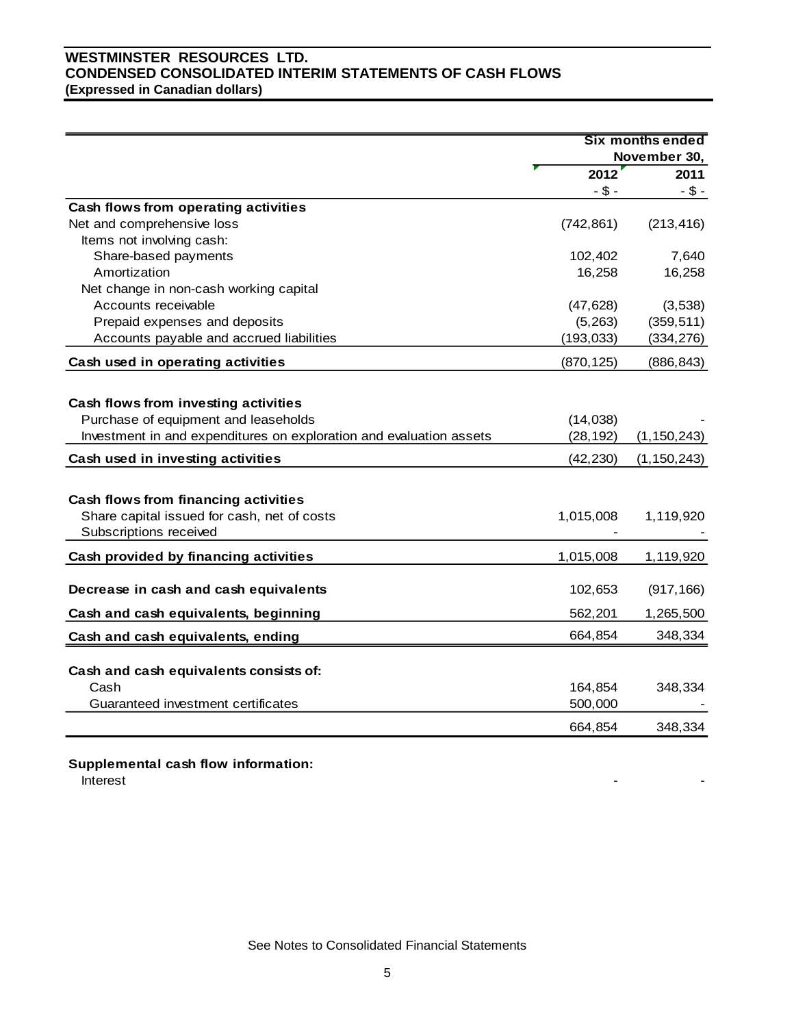**WESTMINSTER RESOURCES LTD.**
**CONDENSED CONSOLIDATED INTERIM STATEMENTS OF CASH FLOWS**
**(Expressed in Canadian dollars)**

| | Six months ended November 30, | |
|---|---|---|
| | **2012** | **2011** |
| | - $ - | - $ - |
| **Cash flows from operating activities** | | |
| Net and comprehensive loss | (742,861) | (213,416) |
| Items not involving cash: | | |
| Share-based payments | 102,402 | 7,640 |
| Amortization | 16,258 | 16,258 |
| Net change in non-cash working capital | | |
| Accounts receivable | (47,628) | (3,538) |
| Prepaid expenses and deposits | (5,263) | (359,511) |
| Accounts payable and accrued liabilities | (193,033) | (334,276) |
| **Cash used in operating activities** | (870,125) | (886,843) |
| | | |
| **Cash flows from investing activities** | | |
| Purchase of equipment and leaseholds | (14,038) | - |
| Investment in and expenditures on exploration and evaluation assets | (28,192) | (1,150,243) |
| **Cash used in investing activities** | (42,230) | (1,150,243) |
| | | |
| **Cash flows from financing activities** | | |
| Share capital issued for cash, net of costs | 1,015,008 | 1,119,920 |
| Subscriptions received | - | - |
| **Cash provided by financing activities** | 1,015,008 | 1,119,920 |
| | | |
| **Decrease in cash and cash equivalents** | 102,653 | (917,166) |
| **Cash and cash equivalents, beginning** | 562,201 | 1,265,500 |
| **Cash and cash equivalents, ending** | 664,854 | 348,334 |
| | | |
| **Cash and cash equivalents consists of:** | | |
| Cash | 164,854 | 348,334 |
| Guaranteed investment certificates | 500,000 | - |
| | 664,854 | 348,334 |

**Supplemental cash flow information:**

| | | |
|---|---|---|
| Interest | - | - |

See Notes to Consolidated Financial Statements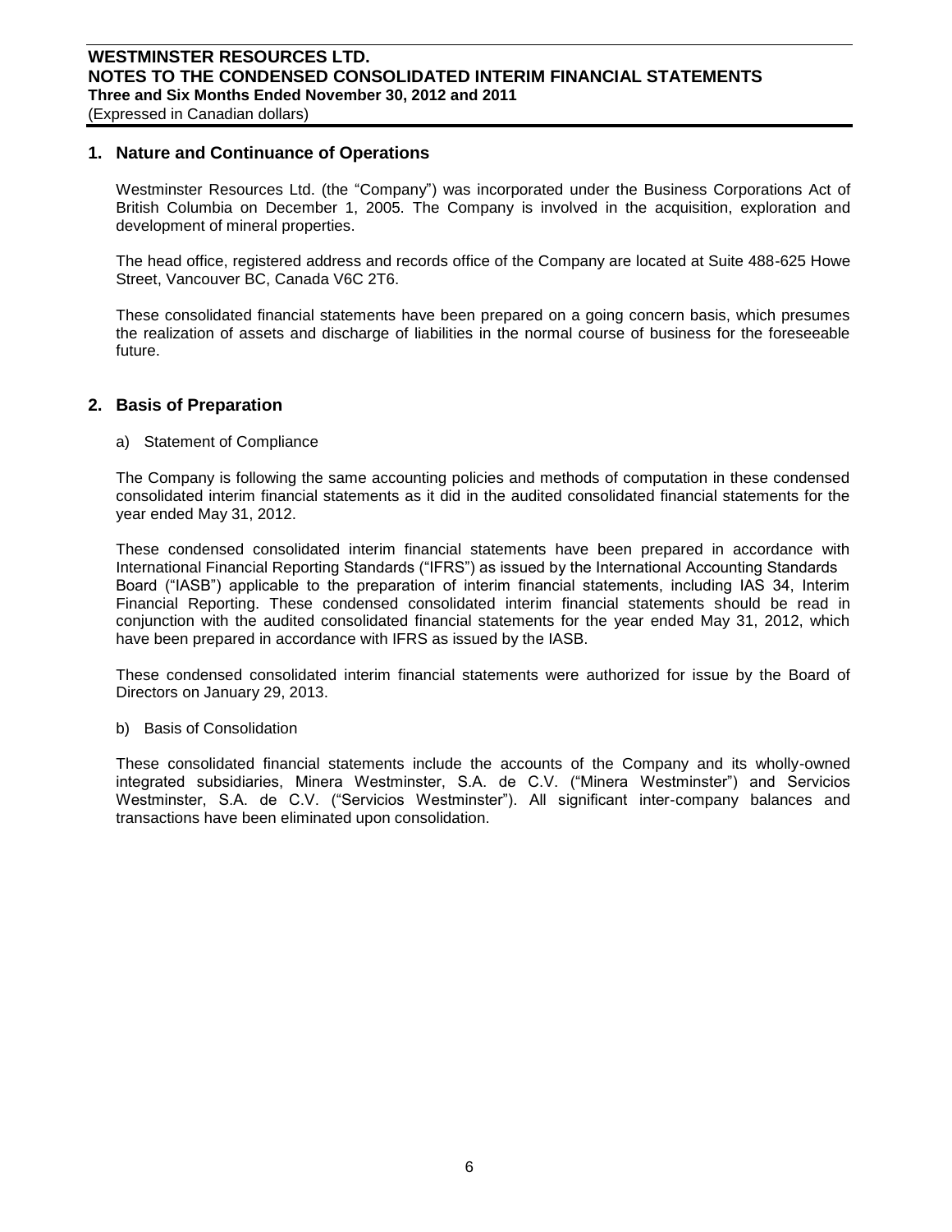## 1. Nature and Continuance of Operations

Westminster Resources Ltd. (the "Company") was incorporated under the Business Corporations Act of British Columbia on December 1, 2005. The Company is involved in the acquisition, exploration and development of mineral properties.

The head office, registered address and records office of the Company are located at Suite 488-625 Howe Street, Vancouver BC, Canada V6C 2T6.

These consolidated financial statements have been prepared on a going concern basis, which presumes the realization of assets and discharge of liabilities in the normal course of business for the foreseeable future.

## 2. Basis of Preparation

a) Statement of Compliance

The Company is following the same accounting policies and methods of computation in these condensed consolidated interim financial statements as it did in the audited consolidated financial statements for the year ended May 31, 2012.

These condensed consolidated interim financial statements have been prepared in accordance with International Financial Reporting Standards ("IFRS") as issued by the International Accounting Standards Board ("IASB") applicable to the preparation of interim financial statements, including IAS 34, Interim Financial Reporting. These condensed consolidated interim financial statements should be read in conjunction with the audited consolidated financial statements for the year ended May 31, 2012, which have been prepared in accordance with IFRS as issued by the IASB.

These condensed consolidated interim financial statements were authorized for issue by the Board of Directors on January 29, 2013.

b) Basis of Consolidation

These consolidated financial statements include the accounts of the Company and its wholly-owned integrated subsidiaries, Minera Westminster, S.A. de C.V. ("Minera Westminster") and Servicios Westminster, S.A. de C.V. ("Servicios Westminster"). All significant inter-company balances and transactions have been eliminated upon consolidation.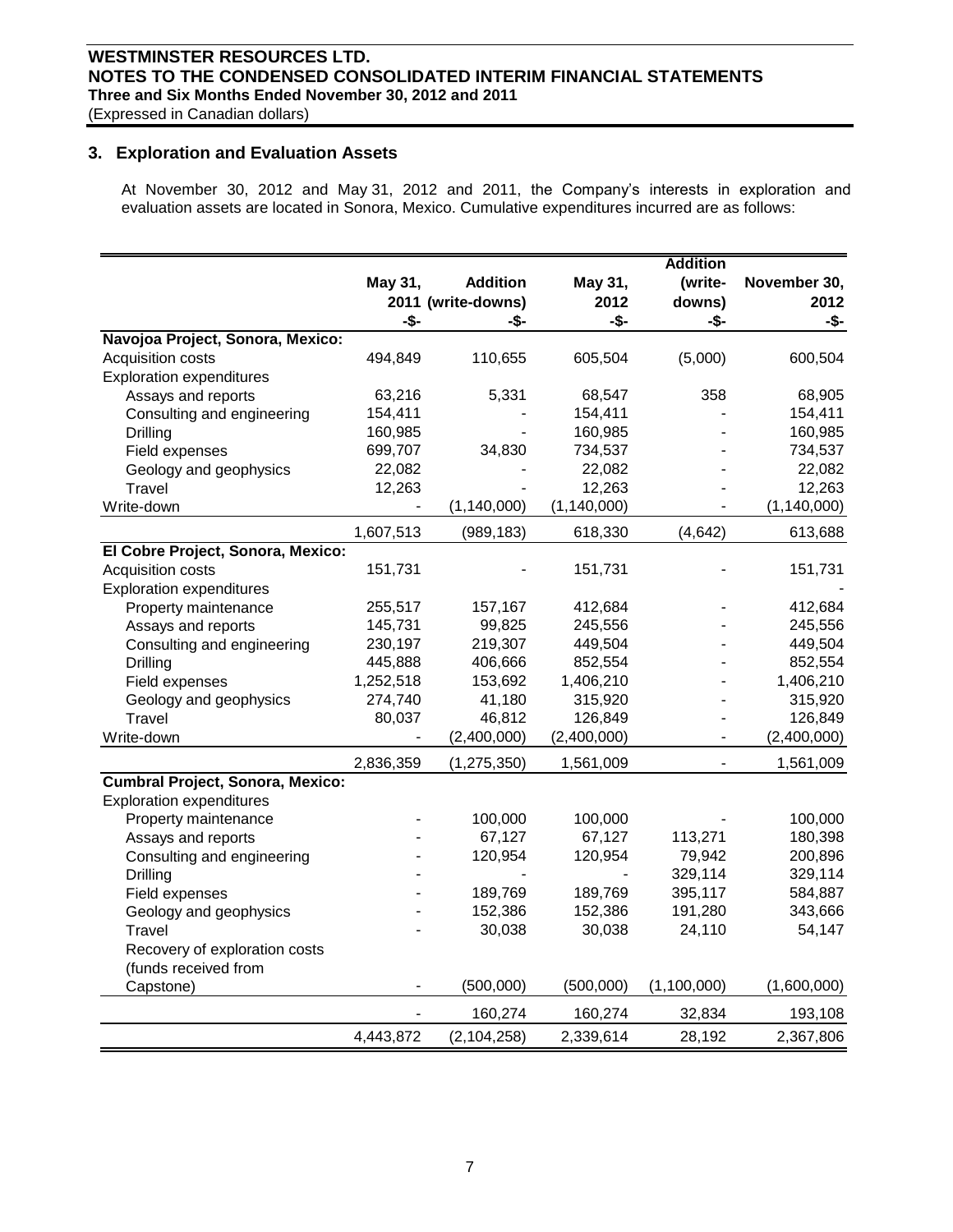## 3. Exploration and Evaluation Assets

At November 30, 2012 and May 31, 2012 and 2011, the Company's interests in exploration and evaluation assets are located in Sonora, Mexico. Cumulative expenditures incurred are as follows:

| | May 31, 2011 | Addition (write-downs) | May 31, 2012 | Addition (write-downs) | November 30, 2012 |
|---|---|---|---|---|---|
| | -$- | -$- | -$- | -$- | -$- |
| **Navojoa Project, Sonora, Mexico:** | | | | | |
| Acquisition costs | 494,849 | 110,655 | 605,504 | (5,000) | 600,504 |
| Exploration expenditures | | | | | |
| Assays and reports | 63,216 | 5,331 | 68,547 | 358 | 68,905 |
| Consulting and engineering | 154,411 | - | 154,411 | - | 154,411 |
| Drilling | 160,985 | - | 160,985 | - | 160,985 |
| Field expenses | 699,707 | 34,830 | 734,537 | - | 734,537 |
| Geology and geophysics | 22,082 | - | 22,082 | - | 22,082 |
| Travel | 12,263 | - | 12,263 | - | 12,263 |
| Write-down | - | (1,140,000) | (1,140,000) | - | (1,140,000) |
| | 1,607,513 | (989,183) | 618,330 | (4,642) | 613,688 |
| **El Cobre Project, Sonora, Mexico:** | | | | | |
| Acquisition costs | 151,731 | - | 151,731 | - | 151,731 |
| Exploration expenditures | | | | | - |
| Property maintenance | 255,517 | 157,167 | 412,684 | - | 412,684 |
| Assays and reports | 145,731 | 99,825 | 245,556 | - | 245,556 |
| Consulting and engineering | 230,197 | 219,307 | 449,504 | - | 449,504 |
| Drilling | 445,888 | 406,666 | 852,554 | - | 852,554 |
| Field expenses | 1,252,518 | 153,692 | 1,406,210 | - | 1,406,210 |
| Geology and geophysics | 274,740 | 41,180 | 315,920 | - | 315,920 |
| Travel | 80,037 | 46,812 | 126,849 | - | 126,849 |
| Write-down | - | (2,400,000) | (2,400,000) | - | (2,400,000) |
| | 2,836,359 | (1,275,350) | 1,561,009 | - | 1,561,009 |
| **Cumbral Project, Sonora, Mexico:** | | | | | |
| Exploration expenditures | | | | | |
| Property maintenance | - | 100,000 | 100,000 | - | 100,000 |
| Assays and reports | - | 67,127 | 67,127 | 113,271 | 180,398 |
| Consulting and engineering | - | 120,954 | 120,954 | 79,942 | 200,896 |
| Drilling | - | - | - | 329,114 | 329,114 |
| Field expenses | - | 189,769 | 189,769 | 395,117 | 584,887 |
| Geology and geophysics | - | 152,386 | 152,386 | 191,280 | 343,666 |
| Travel | - | 30,038 | 30,038 | 24,110 | 54,147 |
| Recovery of exploration costs (funds received from Capstone) | - | (500,000) | (500,000) | (1,100,000) | (1,600,000) |
| | - | 160,274 | 160,274 | 32,834 | 193,108 |
| | 4,443,872 | (2,104,258) | 2,339,614 | 28,192 | 2,367,806 |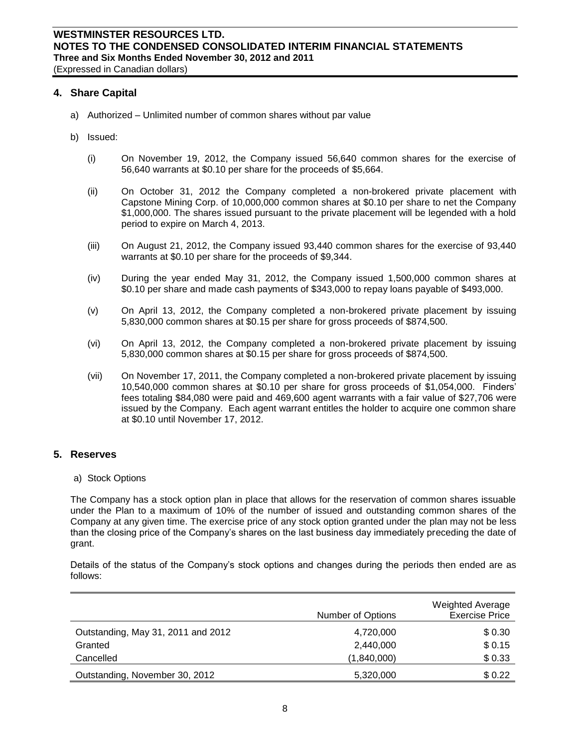## 4. Share Capital

a) Authorized – Unlimited number of common shares without par value

b) Issued:

(i) On November 19, 2012, the Company issued 56,640 common shares for the exercise of 56,640 warrants at $0.10 per share for the proceeds of $5,664.

(ii) On October 31, 2012 the Company completed a non-brokered private placement with Capstone Mining Corp. of 10,000,000 common shares at $0.10 per share to net the Company $1,000,000. The shares issued pursuant to the private placement will be legended with a hold period to expire on March 4, 2013.

(iii) On August 21, 2012, the Company issued 93,440 common shares for the exercise of 93,440 warrants at $0.10 per share for the proceeds of $9,344.

(iv) During the year ended May 31, 2012, the Company issued 1,500,000 common shares at $0.10 per share and made cash payments of $343,000 to repay loans payable of $493,000.

(v) On April 13, 2012, the Company completed a non-brokered private placement by issuing 5,830,000 common shares at $0.15 per share for gross proceeds of $874,500.

(vi) On April 13, 2012, the Company completed a non-brokered private placement by issuing 5,830,000 common shares at $0.15 per share for gross proceeds of $874,500.

(vii) On November 17, 2011, the Company completed a non-brokered private placement by issuing 10,540,000 common shares at $0.10 per share for gross proceeds of $1,054,000. Finders' fees totaling $84,080 were paid and 469,600 agent warrants with a fair value of $27,706 were issued by the Company. Each agent warrant entitles the holder to acquire one common share at $0.10 until November 17, 2012.

## 5. Reserves

a) Stock Options

The Company has a stock option plan in place that allows for the reservation of common shares issuable under the Plan to a maximum of 10% of the number of issued and outstanding common shares of the Company at any given time. The exercise price of any stock option granted under the plan may not be less than the closing price of the Company's shares on the last business day immediately preceding the date of grant.

Details of the status of the Company's stock options and changes during the periods then ended are as follows:

| | Number of Options | Weighted Average Exercise Price |
|---|---|---|
| Outstanding, May 31, 2011 and 2012 | 4,720,000 | $ 0.30 |
| Granted | 2,440,000 | $ 0.15 |
| Cancelled | (1,840,000) | $ 0.33 |
| Outstanding, November 30, 2012 | 5,320,000 | $ 0.22 |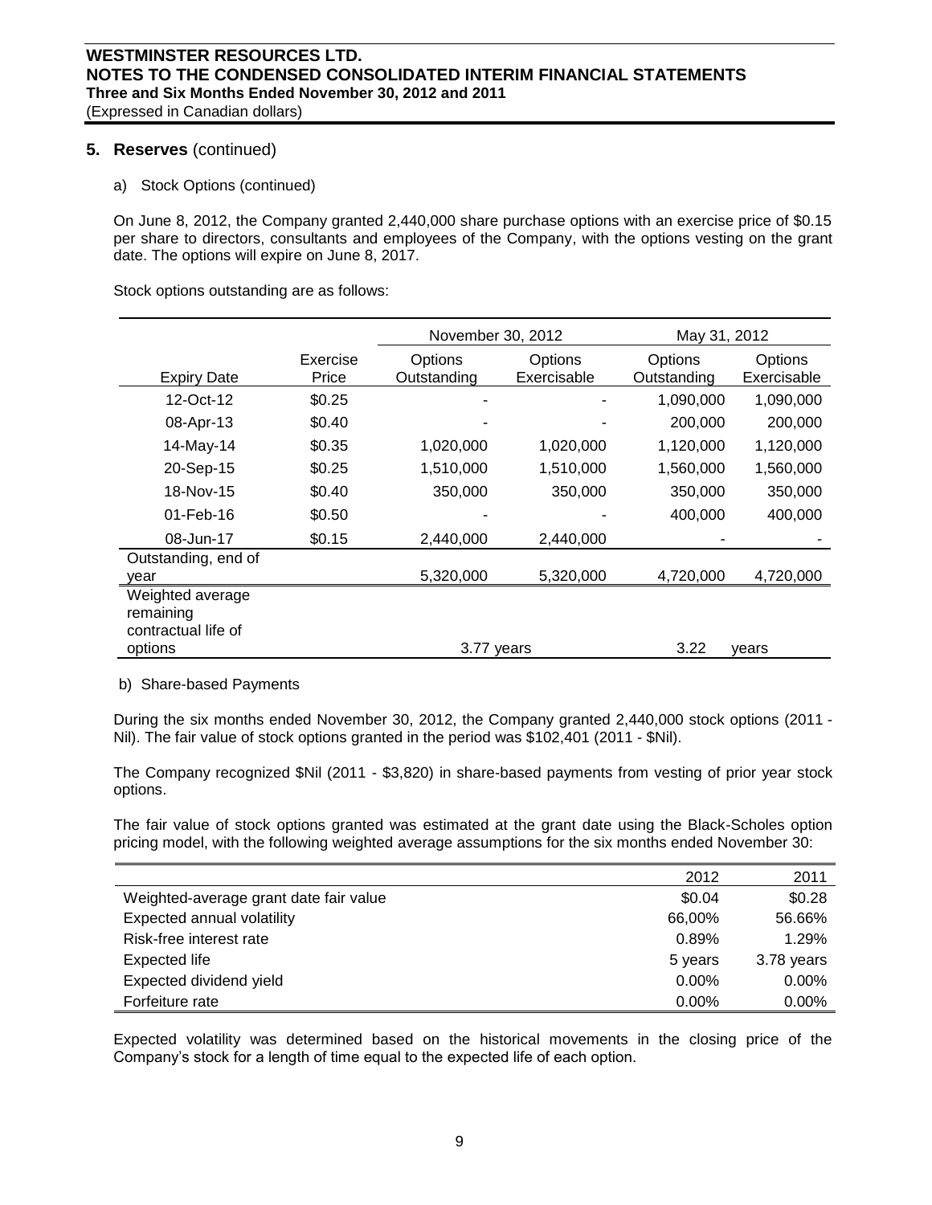## 5. Reserves (continued)

a) Stock Options (continued)

On June 8, 2012, the Company granted 2,440,000 share purchase options with an exercise price of $0.15 per share to directors, consultants and employees of the Company, with the options vesting on the grant date. The options will expire on June 8, 2017.

Stock options outstanding are as follows:

| | | November 30, 2012 | | May 31, 2012 | |
|---|---|---|---|---|---|
| Expiry Date | Exercise Price | Options Outstanding | Options Exercisable | Options Outstanding | Options Exercisable |
| 12-Oct-12 | $0.25 | - | - | 1,090,000 | 1,090,000 |
| 08-Apr-13 | $0.40 | - | - | 200,000 | 200,000 |
| 14-May-14 | $0.35 | 1,020,000 | 1,020,000 | 1,120,000 | 1,120,000 |
| 20-Sep-15 | $0.25 | 1,510,000 | 1,510,000 | 1,560,000 | 1,560,000 |
| 18-Nov-15 | $0.40 | 350,000 | 350,000 | 350,000 | 350,000 |
| 01-Feb-16 | $0.50 | - | - | 400,000 | 400,000 |
| 08-Jun-17 | $0.15 | 2,440,000 | 2,440,000 | - | - |
| Outstanding, end of year | | 5,320,000 | 5,320,000 | 4,720,000 | 4,720,000 |
| Weighted average remaining contractual life of options | | 3.77 years | | 3.22 | years |

b) Share-based Payments

During the six months ended November 30, 2012, the Company granted 2,440,000 stock options (2011 - Nil). The fair value of stock options granted in the period was $102,401 (2011 - $Nil).

The Company recognized $Nil (2011 - $3,820) in share-based payments from vesting of prior year stock options.

The fair value of stock options granted was estimated at the grant date using the Black-Scholes option pricing model, with the following weighted average assumptions for the six months ended November 30:

| | 2012 | 2011 |
|---|---|---|
| Weighted-average grant date fair value | $0.04 | $0.28 |
| Expected annual volatility | 66,00% | 56.66% |
| Risk-free interest rate | 0.89% | 1.29% |
| Expected life | 5 years | 3.78 years |
| Expected dividend yield | 0.00% | 0.00% |
| Forfeiture rate | 0.00% | 0.00% |

Expected volatility was determined based on the historical movements in the closing price of the Company's stock for a length of time equal to the expected life of each option.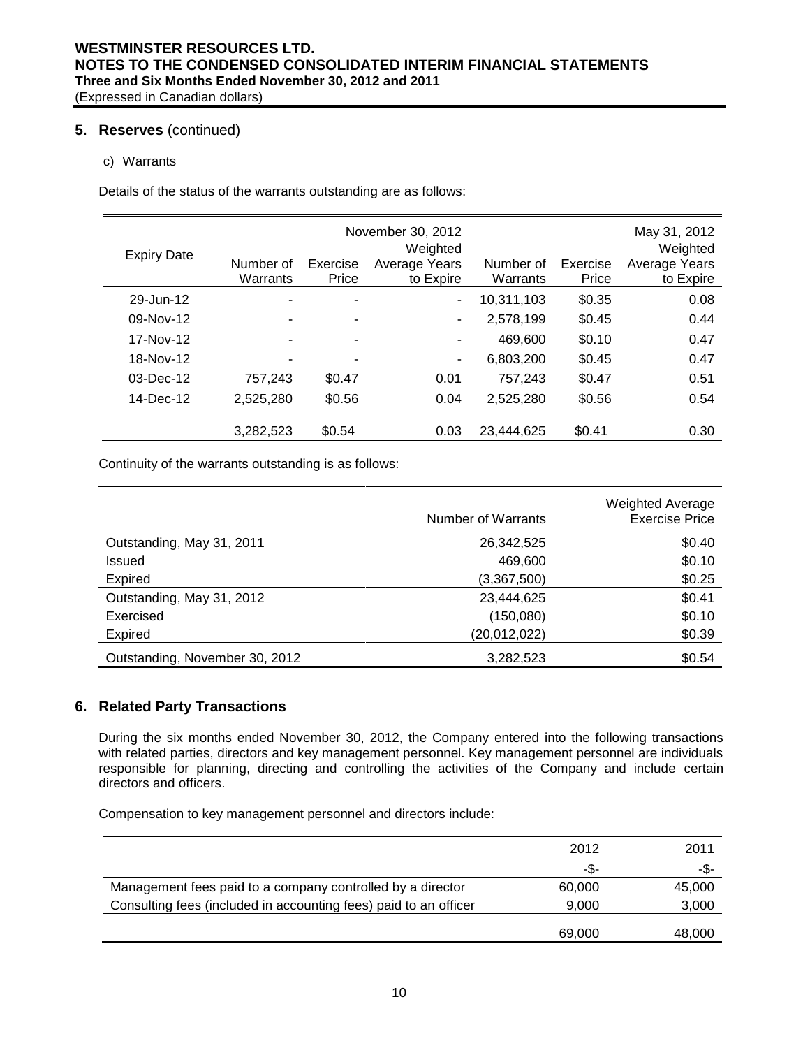## 5. Reserves (continued)

c) Warrants

Details of the status of the warrants outstanding are as follows:

| Expiry Date | November 30, 2012 | | | May 31, 2012 | | |
|---|---|---|---|---|---|---|
| | Number of Warrants | Exercise Price | Weighted Average Years to Expire | Number of Warrants | Exercise Price | Weighted Average Years to Expire |
| 29-Jun-12 | - | - | - | 10,311,103 | $0.35 | 0.08 |
| 09-Nov-12 | - | - | - | 2,578,199 | $0.45 | 0.44 |
| 17-Nov-12 | - | - | - | 469,600 | $0.10 | 0.47 |
| 18-Nov-12 | - | - | - | 6,803,200 | $0.45 | 0.47 |
| 03-Dec-12 | 757,243 | $0.47 | 0.01 | 757,243 | $0.47 | 0.51 |
| 14-Dec-12 | 2,525,280 | $0.56 | 0.04 | 2,525,280 | $0.56 | 0.54 |
| | 3,282,523 | $0.54 | 0.03 | 23,444,625 | $0.41 | 0.30 |

Continuity of the warrants outstanding is as follows:

| | Number of Warrants | Weighted Average Exercise Price |
|---|---|---|
| Outstanding, May 31, 2011 | 26,342,525 | $0.40 |
| Issued | 469,600 | $0.10 |
| Expired | (3,367,500) | $0.25 |
| Outstanding, May 31, 2012 | 23,444,625 | $0.41 |
| Exercised | (150,080) | $0.10 |
| Expired | (20,012,022) | $0.39 |
| Outstanding, November 30, 2012 | 3,282,523 | $0.54 |

## 6. Related Party Transactions

During the six months ended November 30, 2012, the Company entered into the following transactions with related parties, directors and key management personnel. Key management personnel are individuals responsible for planning, directing and controlling the activities of the Company and include certain directors and officers.

Compensation to key management personnel and directors include:

| | 2012 | 2011 |
|---|---|---|
| | -$- | -$- |
| Management fees paid to a company controlled by a director | 60,000 | 45,000 |
| Consulting fees (included in accounting fees) paid to an officer | 9,000 | 3,000 |
| | 69,000 | 48,000 |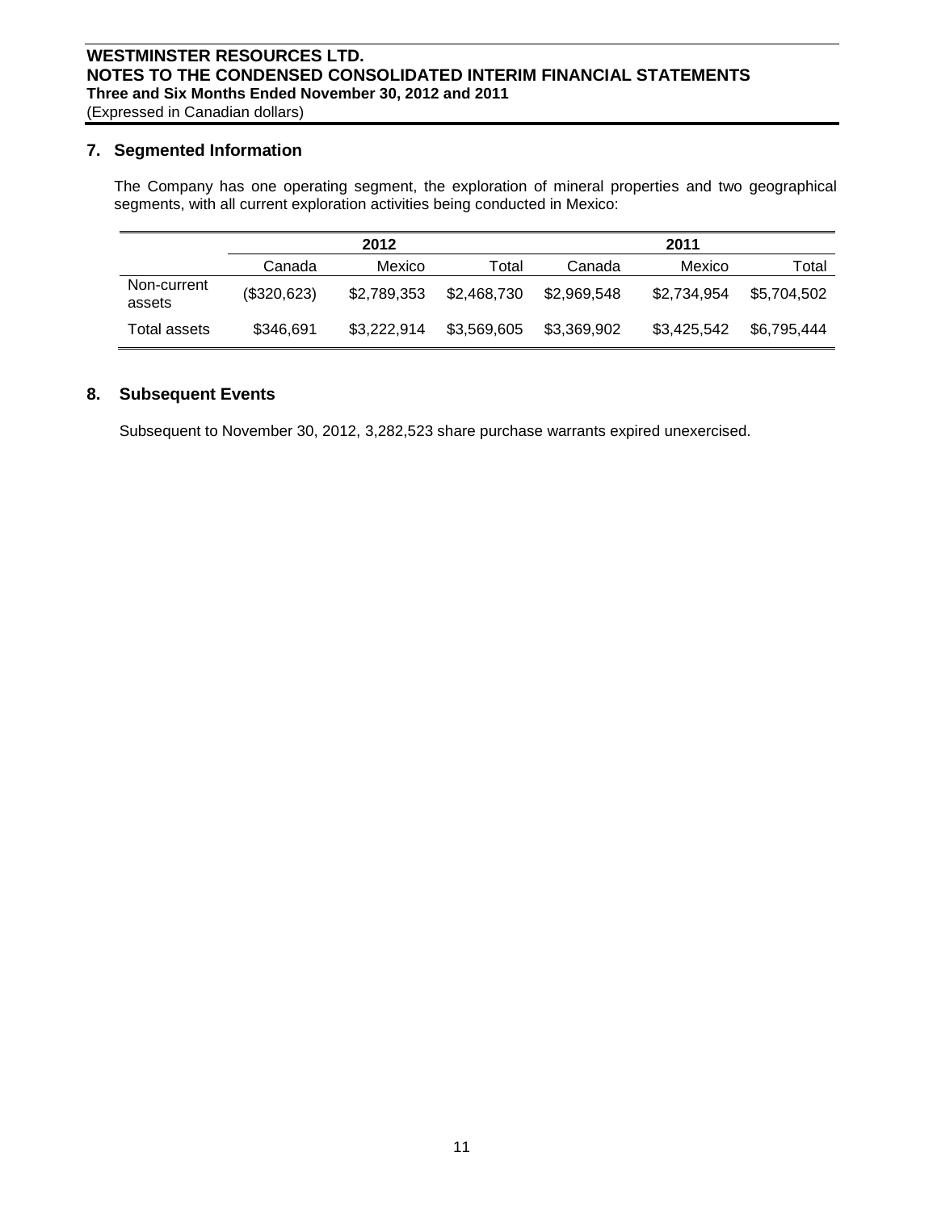## 7. Segmented Information

The Company has one operating segment, the exploration of mineral properties and two geographical segments, with all current exploration activities being conducted in Mexico:

| | 2012 | | | 2011 | | |
|---|---|---|---|---|---|---|
| | Canada | Mexico | Total | Canada | Mexico | Total |
| Non-current assets | ($320,623) | $2,789,353 | $2,468,730 | $2,969,548 | $2,734,954 | $5,704,502 |
| Total assets | $346,691 | $3,222,914 | $3,569,605 | $3,369,902 | $3,425,542 | $6,795,444 |

## 8. Subsequent Events

Subsequent to November 30, 2012, 3,282,523 share purchase warrants expired unexercised.